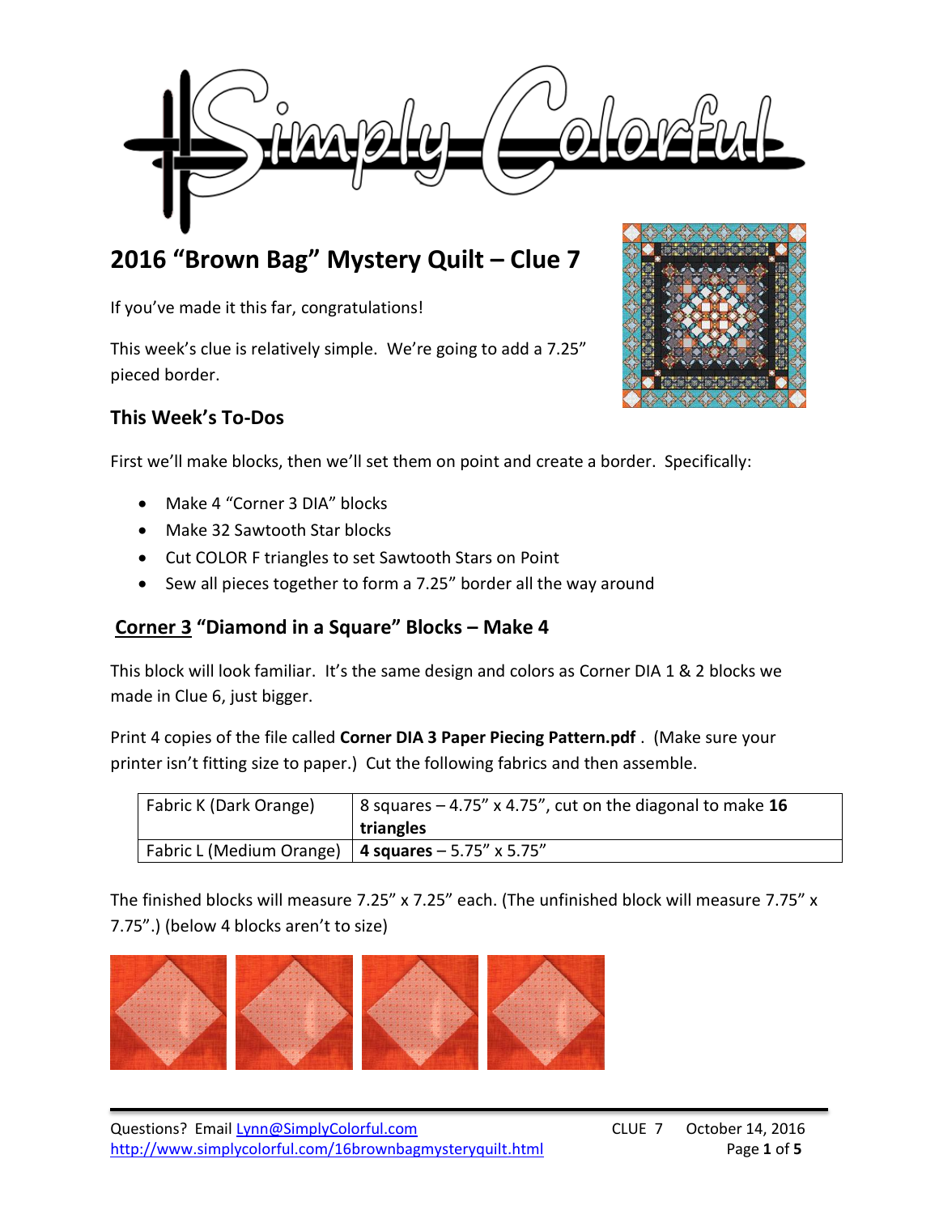# 2016 "Brown Bag" Mystery Quilt – Clue 7

If you've made it this far, congratulations!

This week's clue is relatively simple. We're going to add a 7.25" pieced border.

### This Week's To-Dos

First we'll make blocks, then we'll set them on point and create a border. Specifically:

- Make 4 "Corner 3 DIA" blocks
- Make 32 Sawtooth Star blocks
- Cut COLOR F triangles to set Sawtooth Stars on Point
- Sew all pieces together to form a 7.25" border all the way around

### Corner 3 "Diamond in a Square" Blocks – Make 4

This block will look familiar. It's the same design and colors as Corner DIA 1 & 2 blocks we made in Clue 6, just bigger.

Print 4 copies of the file called **Corner DIA 3 Paper Piecing Pattern.pdf** . (Make sure your printer isn't fitting size to paper.) Cut the following fabrics and then assemble.

| Fabric K (Dark Orange) | 8 squares – 4.75" x 4.75", cut on the diagonal to make **16 triangles** |
|---|---|
| Fabric L (Medium Orange) | **4 squares** – 5.75" x 5.75" |

The finished blocks will measure 7.25" x 7.25" each. (The unfinished block will measure 7.75" x 7.75".) (below 4 blocks aren't to size)

Questions? Email Lynn@SimplyColorful.com
http://www.simplycolorful.com/16brownbagmysteryquilt.html

CLUE 7 October 14, 2016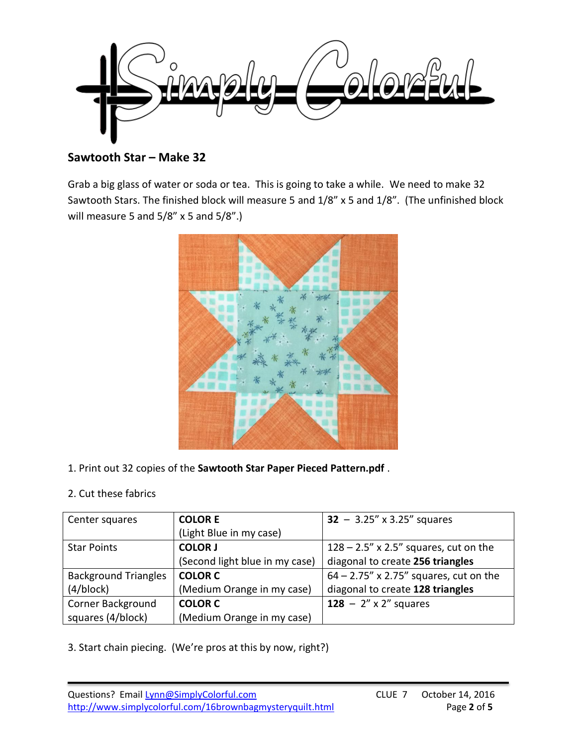## Sawtooth Star – Make 32

Grab a big glass of water or soda or tea. This is going to take a while. We need to make 32 Sawtooth Stars. The finished block will measure 5 and 1/8" x 5 and 1/8". (The unfinished block will measure 5 and 5/8" x 5 and 5/8".)

1. Print out 32 copies of the **Sawtooth Star Paper Pieced Pattern.pdf** .

2. Cut these fabrics

| Center squares | **COLOR E** (Light Blue in my case) | **32** – 3.25" x 3.25" squares |
|---|---|---|
| Star Points | **COLOR J** (Second light blue in my case) | 128 – 2.5" x 2.5" squares, cut on the diagonal to create **256 triangles** |
| Background Triangles (4/block) | **COLOR C** (Medium Orange in my case) | 64 – 2.75" x 2.75" squares, cut on the diagonal to create **128 triangles** |
| Corner Background squares (4/block) | **COLOR C** (Medium Orange in my case) | **128** – 2" x 2" squares |

3. Start chain piecing. (We're pros at this by now, right?)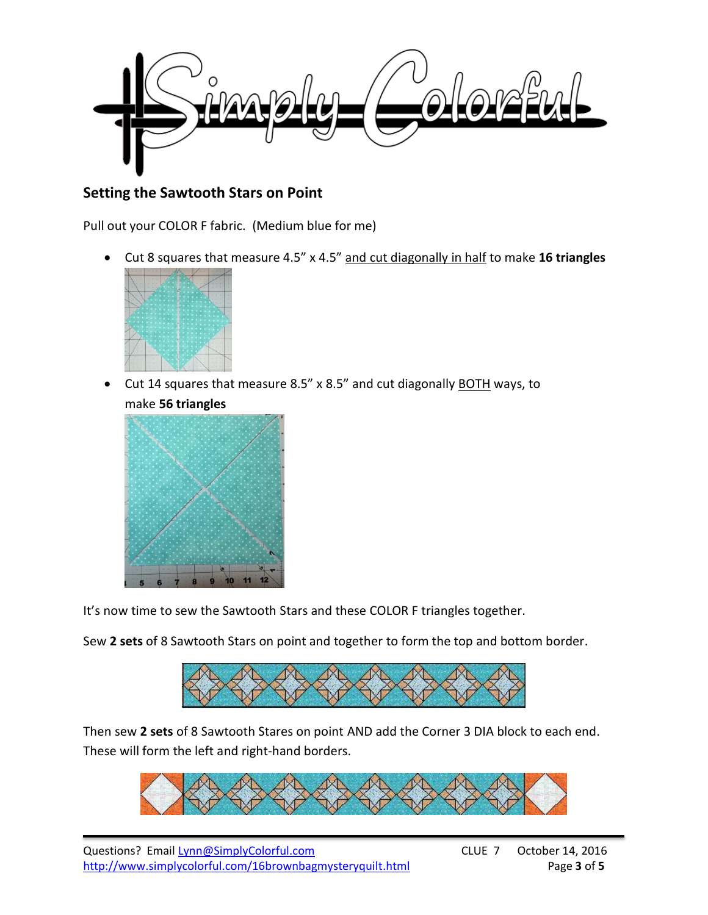## Setting the Sawtooth Stars on Point

Pull out your COLOR F fabric. (Medium blue for me)

- Cut 8 squares that measure 4.5" x 4.5" and cut diagonally in half to make **16 triangles**
- Cut 14 squares that measure 8.5" x 8.5" and cut diagonally BOTH ways, to make **56 triangles**

It's now time to sew the Sawtooth Stars and these COLOR F triangles together.

Sew **2 sets** of 8 Sawtooth Stars on point and together to form the top and bottom border.

Then sew **2 sets** of 8 Sawtooth Stares on point AND add the Corner 3 DIA block to each end. These will form the left and right-hand borders.

Questions? Email Lynn@SimplyColorful.com
http://www.simplycolorful.com/16brownbagmysteryquilt.html

CLUE 7 October 14, 2016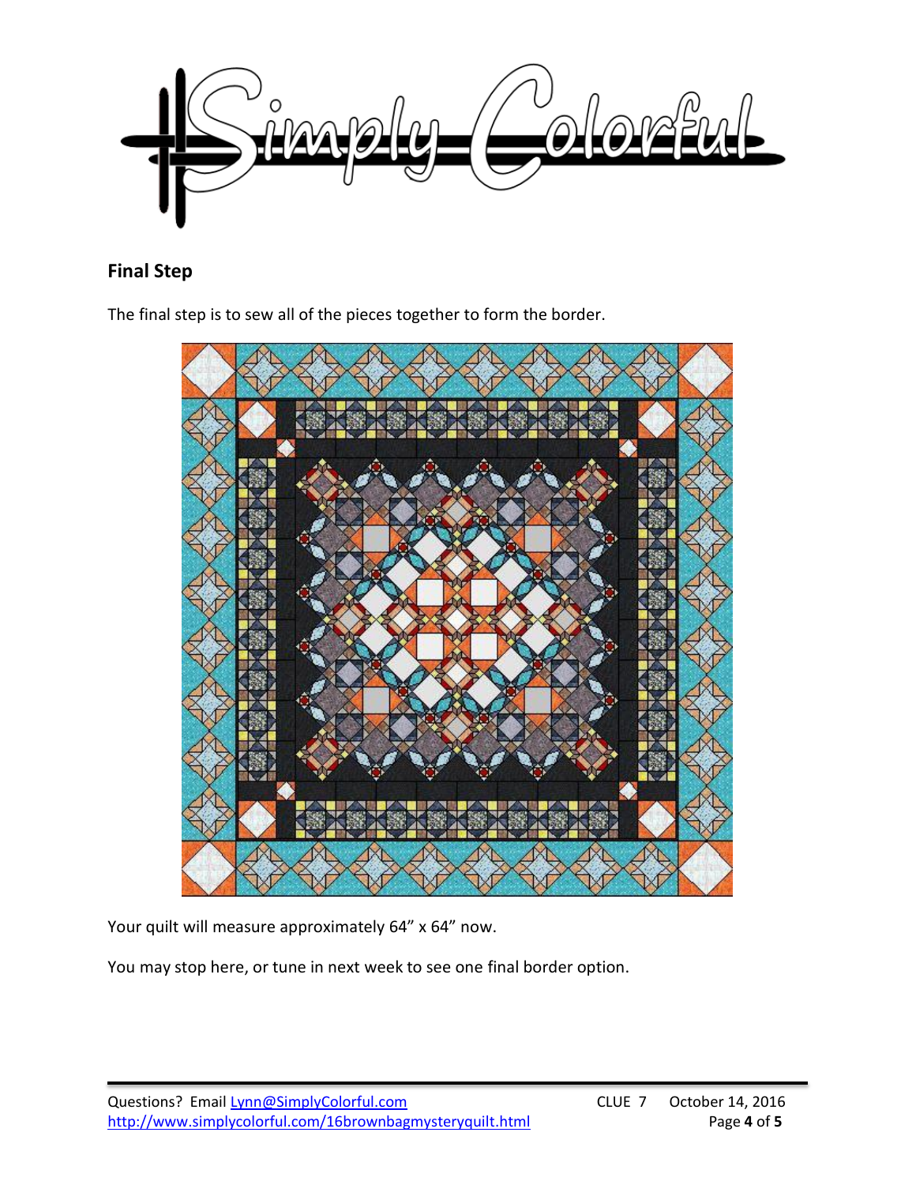## Final Step

The final step is to sew all of the pieces together to form the border.

Your quilt will measure approximately 64" x 64" now.

You may stop here, or tune in next week to see one final border option.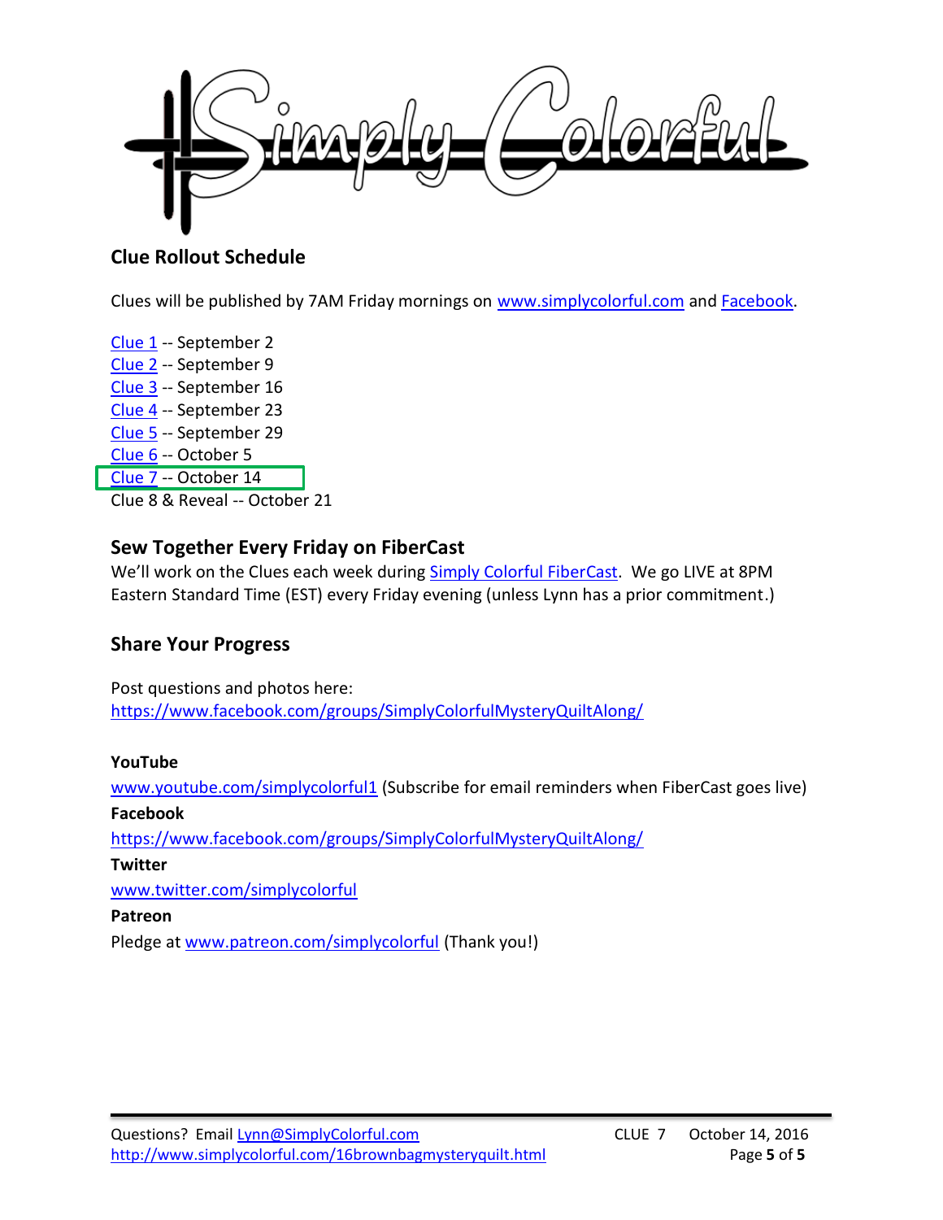## Clue Rollout Schedule

Clues will be published by 7AM Friday mornings on www.simplycolorful.com and Facebook.

Clue 1 -- September 2
Clue 2 -- September 9
Clue 3 -- September 16
Clue 4 -- September 23
Clue 5 -- September 29
Clue 6 -- October 5
Clue 7 -- October 14
Clue 8 & Reveal -- October 21

## Sew Together Every Friday on FiberCast

We'll work on the Clues each week during Simply Colorful FiberCast. We go LIVE at 8PM Eastern Standard Time (EST) every Friday evening (unless Lynn has a prior commitment.)

## Share Your Progress

Post questions and photos here:
https://www.facebook.com/groups/SimplyColorfulMysteryQuiltAlong/

**YouTube**

www.youtube.com/simplycolorful1 (Subscribe for email reminders when FiberCast goes live)

**Facebook**

https://www.facebook.com/groups/SimplyColorfulMysteryQuiltAlong/

**Twitter**

www.twitter.com/simplycolorful

**Patreon**

Pledge at www.patreon.com/simplycolorful (Thank you!)